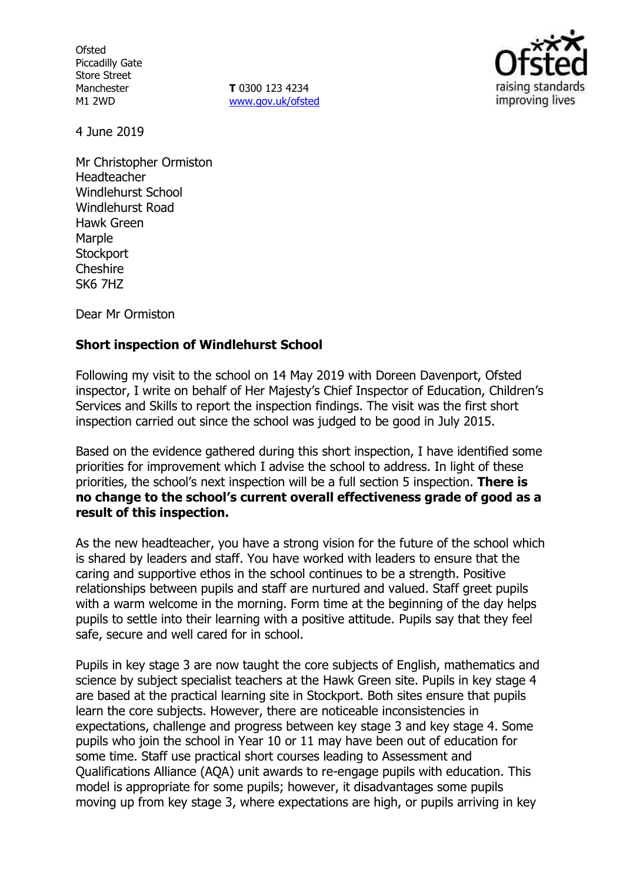Ofsted
Piccadilly Gate
Store Street
Manchester
M1 2WD

**T** 0300 123 4234
www.gov.uk/ofsted

4 June 2019

Mr Christopher Ormiston
Headteacher
Windlehurst School
Windlehurst Road
Hawk Green
Marple
Stockport
Cheshire
SK6 7HZ

Dear Mr Ormiston

**Short inspection of Windlehurst School**

Following my visit to the school on 14 May 2019 with Doreen Davenport, Ofsted inspector, I write on behalf of Her Majesty's Chief Inspector of Education, Children's Services and Skills to report the inspection findings. The visit was the first short inspection carried out since the school was judged to be good in July 2015.

Based on the evidence gathered during this short inspection, I have identified some priorities for improvement which I advise the school to address. In light of these priorities, the school's next inspection will be a full section 5 inspection. **There is no change to the school's current overall effectiveness grade of good as a result of this inspection.**

As the new headteacher, you have a strong vision for the future of the school which is shared by leaders and staff. You have worked with leaders to ensure that the caring and supportive ethos in the school continues to be a strength. Positive relationships between pupils and staff are nurtured and valued. Staff greet pupils with a warm welcome in the morning. Form time at the beginning of the day helps pupils to settle into their learning with a positive attitude. Pupils say that they feel safe, secure and well cared for in school.

Pupils in key stage 3 are now taught the core subjects of English, mathematics and science by subject specialist teachers at the Hawk Green site. Pupils in key stage 4 are based at the practical learning site in Stockport. Both sites ensure that pupils learn the core subjects. However, there are noticeable inconsistencies in expectations, challenge and progress between key stage 3 and key stage 4. Some pupils who join the school in Year 10 or 11 may have been out of education for some time. Staff use practical short courses leading to Assessment and Qualifications Alliance (AQA) unit awards to re-engage pupils with education. This model is appropriate for some pupils; however, it disadvantages some pupils moving up from key stage 3, where expectations are high, or pupils arriving in key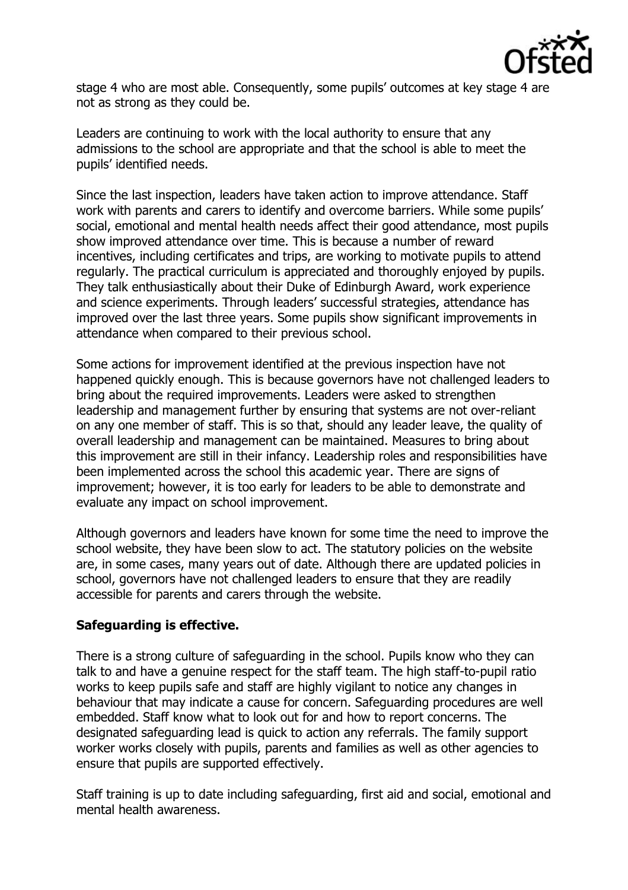stage 4 who are most able. Consequently, some pupils' outcomes at key stage 4 are not as strong as they could be.

Leaders are continuing to work with the local authority to ensure that any admissions to the school are appropriate and that the school is able to meet the pupils' identified needs.

Since the last inspection, leaders have taken action to improve attendance. Staff work with parents and carers to identify and overcome barriers. While some pupils' social, emotional and mental health needs affect their good attendance, most pupils show improved attendance over time. This is because a number of reward incentives, including certificates and trips, are working to motivate pupils to attend regularly. The practical curriculum is appreciated and thoroughly enjoyed by pupils. They talk enthusiastically about their Duke of Edinburgh Award, work experience and science experiments. Through leaders' successful strategies, attendance has improved over the last three years. Some pupils show significant improvements in attendance when compared to their previous school.

Some actions for improvement identified at the previous inspection have not happened quickly enough. This is because governors have not challenged leaders to bring about the required improvements. Leaders were asked to strengthen leadership and management further by ensuring that systems are not over-reliant on any one member of staff. This is so that, should any leader leave, the quality of overall leadership and management can be maintained. Measures to bring about this improvement are still in their infancy. Leadership roles and responsibilities have been implemented across the school this academic year. There are signs of improvement; however, it is too early for leaders to be able to demonstrate and evaluate any impact on school improvement.

Although governors and leaders have known for some time the need to improve the school website, they have been slow to act. The statutory policies on the website are, in some cases, many years out of date. Although there are updated policies in school, governors have not challenged leaders to ensure that they are readily accessible for parents and carers through the website.

**Safeguarding is effective.**

There is a strong culture of safeguarding in the school. Pupils know who they can talk to and have a genuine respect for the staff team. The high staff-to-pupil ratio works to keep pupils safe and staff are highly vigilant to notice any changes in behaviour that may indicate a cause for concern. Safeguarding procedures are well embedded. Staff know what to look out for and how to report concerns. The designated safeguarding lead is quick to action any referrals. The family support worker works closely with pupils, parents and families as well as other agencies to ensure that pupils are supported effectively.

Staff training is up to date including safeguarding, first aid and social, emotional and mental health awareness.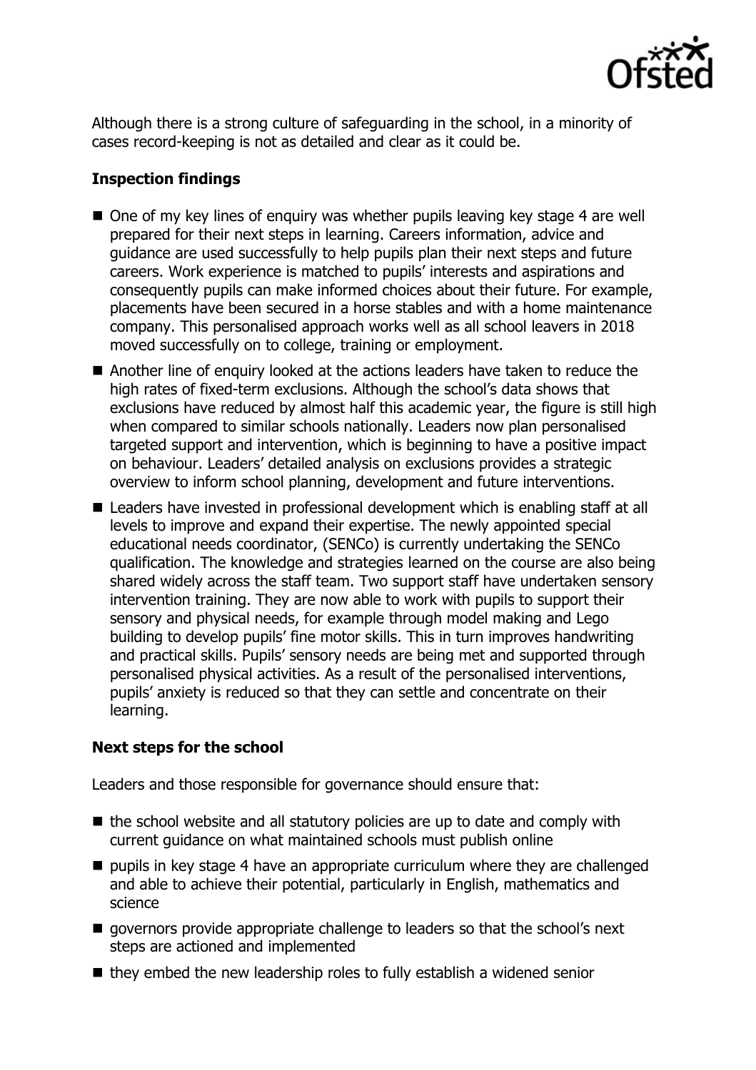Although there is a strong culture of safeguarding in the school, in a minority of cases record-keeping is not as detailed and clear as it could be.

### Inspection findings

- One of my key lines of enquiry was whether pupils leaving key stage 4 are well prepared for their next steps in learning. Careers information, advice and guidance are used successfully to help pupils plan their next steps and future careers. Work experience is matched to pupils' interests and aspirations and consequently pupils can make informed choices about their future. For example, placements have been secured in a horse stables and with a home maintenance company. This personalised approach works well as all school leavers in 2018 moved successfully on to college, training or employment.
- Another line of enquiry looked at the actions leaders have taken to reduce the high rates of fixed-term exclusions. Although the school's data shows that exclusions have reduced by almost half this academic year, the figure is still high when compared to similar schools nationally. Leaders now plan personalised targeted support and intervention, which is beginning to have a positive impact on behaviour. Leaders' detailed analysis on exclusions provides a strategic overview to inform school planning, development and future interventions.
- Leaders have invested in professional development which is enabling staff at all levels to improve and expand their expertise. The newly appointed special educational needs coordinator, (SENCo) is currently undertaking the SENCo qualification. The knowledge and strategies learned on the course are also being shared widely across the staff team. Two support staff have undertaken sensory intervention training. They are now able to work with pupils to support their sensory and physical needs, for example through model making and Lego building to develop pupils' fine motor skills. This in turn improves handwriting and practical skills. Pupils' sensory needs are being met and supported through personalised physical activities. As a result of the personalised interventions, pupils' anxiety is reduced so that they can settle and concentrate on their learning.

### Next steps for the school

Leaders and those responsible for governance should ensure that:

- the school website and all statutory policies are up to date and comply with current guidance on what maintained schools must publish online
- pupils in key stage 4 have an appropriate curriculum where they are challenged and able to achieve their potential, particularly in English, mathematics and science
- governors provide appropriate challenge to leaders so that the school's next steps are actioned and implemented
- they embed the new leadership roles to fully establish a widened senior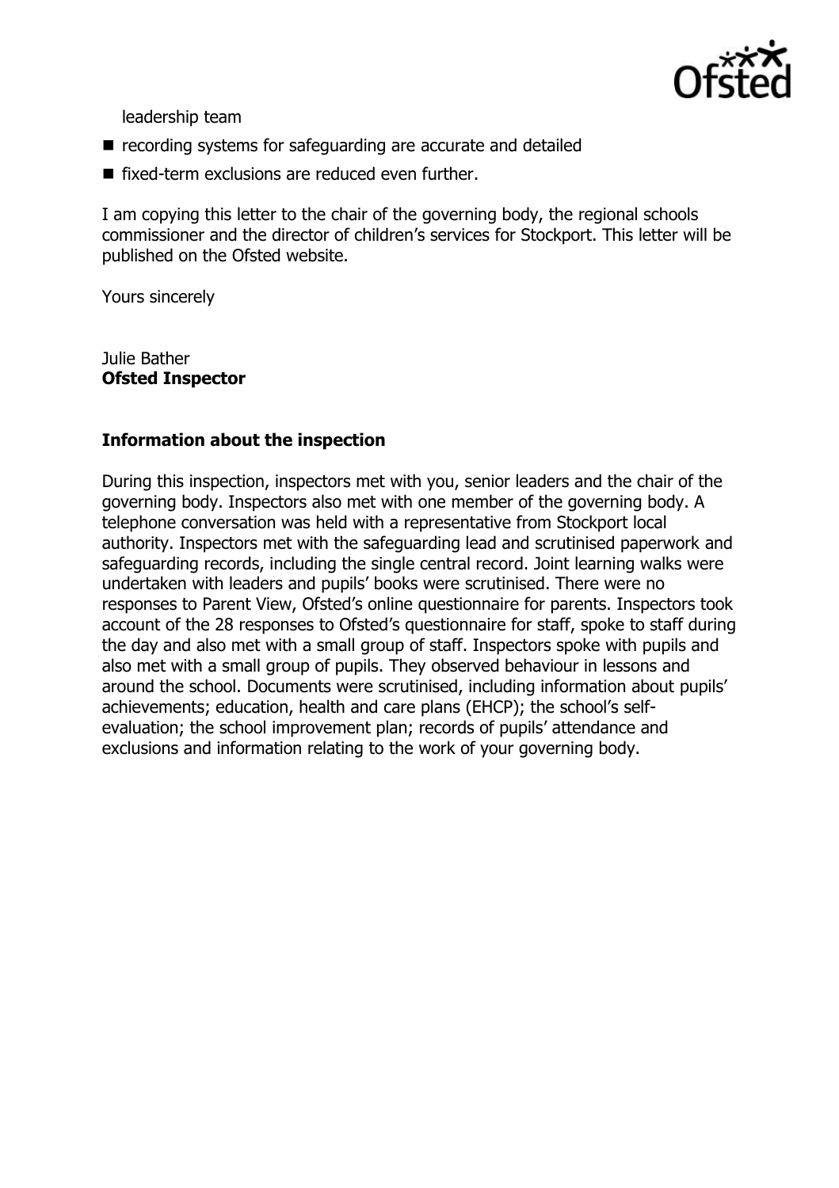leadership team

- recording systems for safeguarding are accurate and detailed
- fixed-term exclusions are reduced even further.

I am copying this letter to the chair of the governing body, the regional schools commissioner and the director of children's services for Stockport. This letter will be published on the Ofsted website.

Yours sincerely

Julie Bather
**Ofsted Inspector**

## Information about the inspection

During this inspection, inspectors met with you, senior leaders and the chair of the governing body. Inspectors also met with one member of the governing body. A telephone conversation was held with a representative from Stockport local authority. Inspectors met with the safeguarding lead and scrutinised paperwork and safeguarding records, including the single central record. Joint learning walks were undertaken with leaders and pupils' books were scrutinised. There were no responses to Parent View, Ofsted's online questionnaire for parents. Inspectors took account of the 28 responses to Ofsted's questionnaire for staff, spoke to staff during the day and also met with a small group of staff. Inspectors spoke with pupils and also met with a small group of pupils. They observed behaviour in lessons and around the school. Documents were scrutinised, including information about pupils' achievements; education, health and care plans (EHCP); the school's self-evaluation; the school improvement plan; records of pupils' attendance and exclusions and information relating to the work of your governing body.